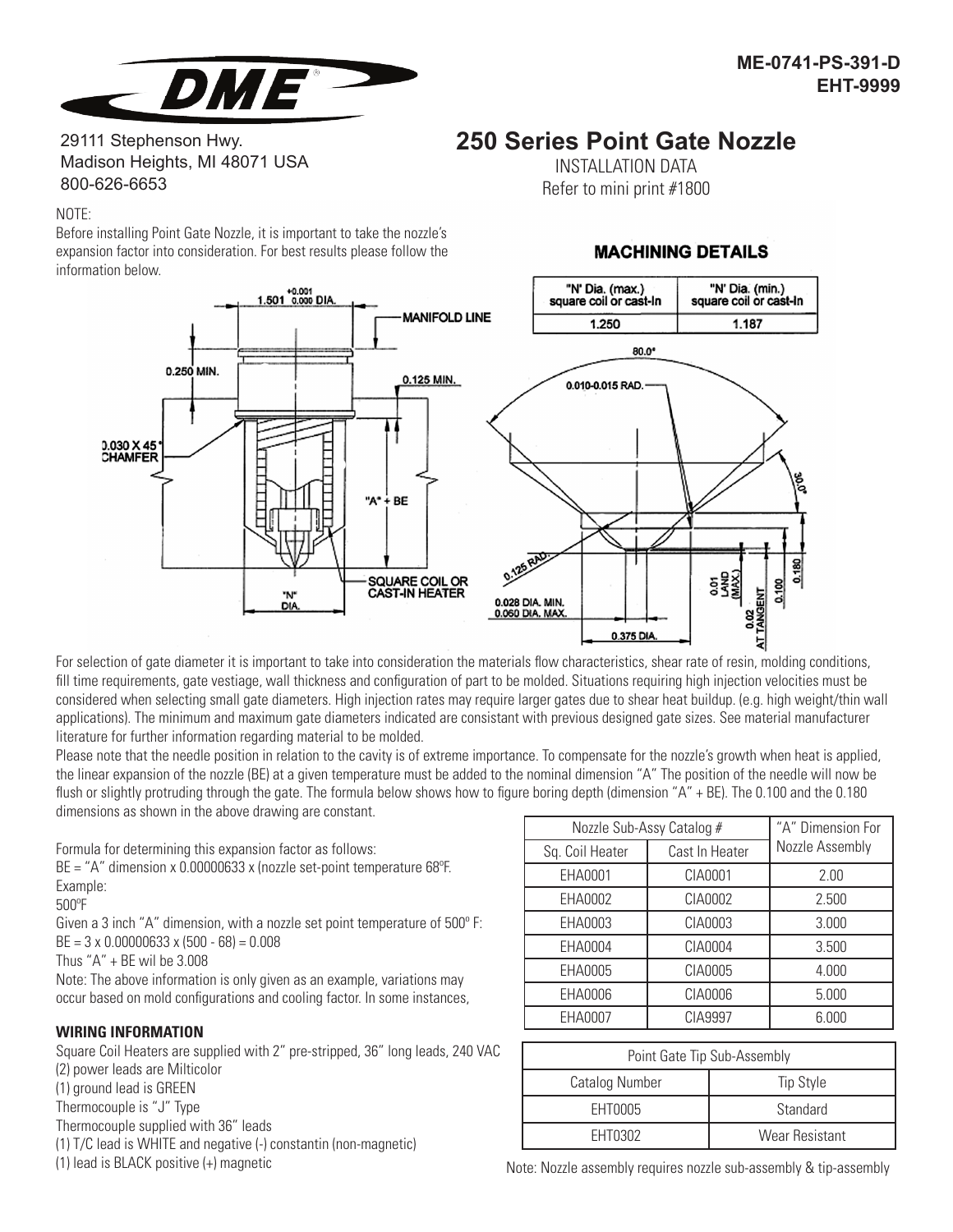ME-0741-PS-391-D
EHT-9999

29111 Stephenson Hwy.
Madison Heights, MI 48071 USA
800-626-6653

# 250 Series Point Gate Nozzle

INSTALLATION DATA
Refer to mini print #1800

NOTE:
Before installing Point Gate Nozzle, it is important to take the nozzle's expansion factor into consideration. For best results please follow the information below.

## MACHINING DETAILS

| "N" Dia. (max.) square coil or cast-in | "N" Dia. (min.) square coil or cast-in |
|---|---|
| 1.250 | 1.187 |

For selection of gate diameter it is important to take into consideration the materials flow characteristics, shear rate of resin, molding conditions, fill time requirements, gate vestiage, wall thickness and configuration of part to be molded. Situations requiring high injection velocities must be considered when selecting small gate diameters. High injection rates may require larger gates due to shear heat buildup. (e.g. high weight/thin wall applications). The minimum and maximum gate diameters indicated are consistant with previous designed gate sizes. See material manufacturer literature for further information regarding material to be molded.

Please note that the needle position in relation to the cavity is of extreme importance. To compensate for the nozzle's growth when heat is applied, the linear expansion of the nozzle (BE) at a given temperature must be added to the nominal dimension "A" The position of the needle will now be flush or slightly protruding through the gate. The formula below shows how to figure boring depth (dimension "A" + BE). The 0.100 and the 0.180 dimensions as shown in the above drawing are constant.

Formula for determining this expansion factor as follows:
BE = "A" dimension x 0.00000633 x (nozzle set-point temperature 68ºF.
Example:
500ºF
Given a 3 inch "A" dimension, with a nozzle set point temperature of 500º F:
BE = 3 x 0.00000633 x (500 - 68) = 0.008
Thus "A" + BE wil be 3.008
Note: The above information is only given as an example, variations may occur based on mold configurations and cooling factor. In some instances,

| Nozzle Sub-Assy Catalog # | | "A" Dimension For Nozzle Assembly |
|---|---|---|
| Sq. Coil Heater | Cast In Heater | |
| EHA0001 | CIA0001 | 2.00 |
| EHA0002 | CIA0002 | 2.500 |
| EHA0003 | CIA0003 | 3.000 |
| EHA0004 | CIA0004 | 3.500 |
| EHA0005 | CIA0005 | 4.000 |
| EHA0006 | CIA0006 | 5.000 |
| EHA0007 | CIA9997 | 6.000 |

| Point Gate Tip Sub-Assembly | |
|---|---|
| Catalog Number | Tip Style |
| EHT0005 | Standard |
| EHT0302 | Wear Resistant |

Note: Nozzle assembly requires nozzle sub-assembly & tip-assembly

### WIRING INFORMATION

Square Coil Heaters are supplied with 2" pre-stripped, 36" long leads, 240 VAC
(2) power leads are Milticolor
(1) ground lead is GREEN
Thermocouple is "J" Type
Thermocouple supplied with 36" leads
(1) T/C lead is WHITE and negative (-) constantin (non-magnetic)
(1) lead is BLACK positive (+) magnetic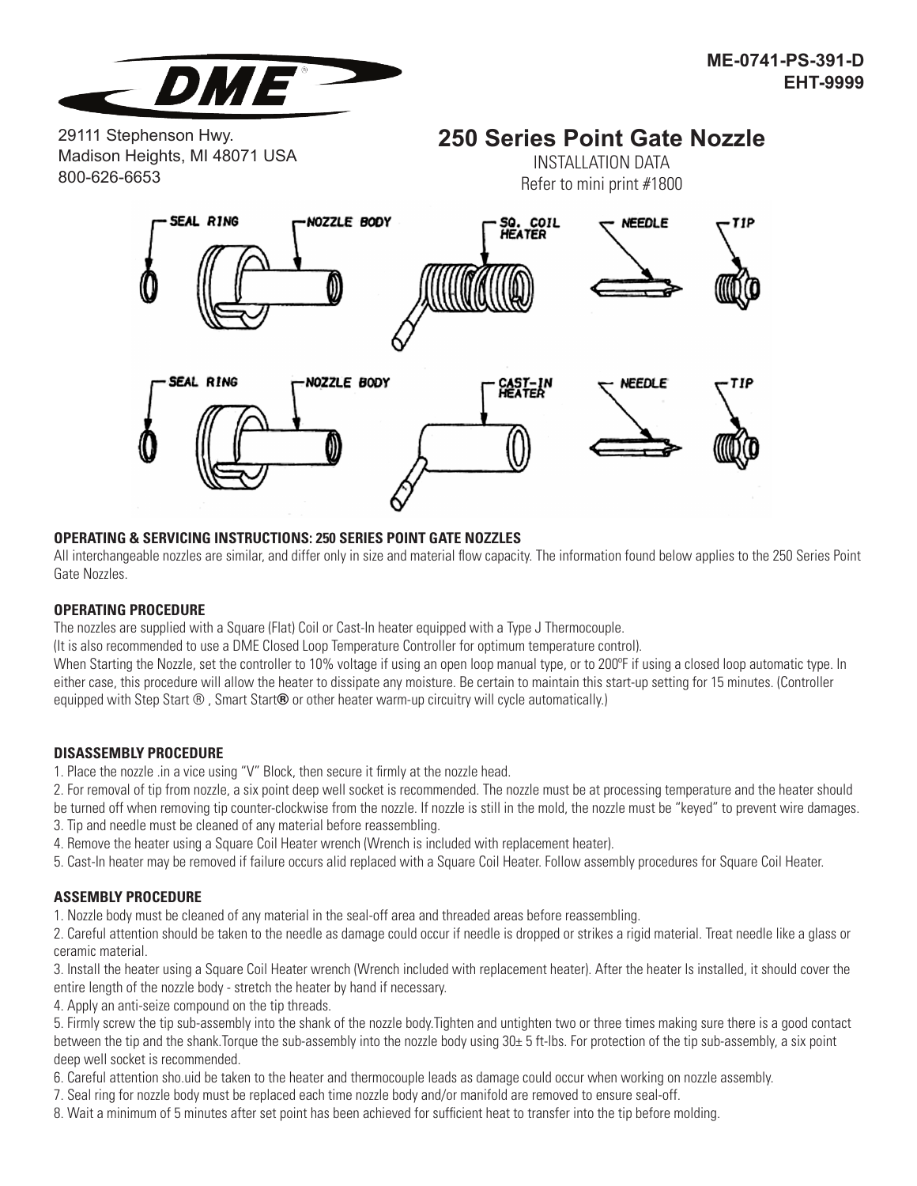ME-0741-PS-391-D
EHT-9999

29111 Stephenson Hwy.
Madison Heights, MI 48071 USA
800-626-6653

# 250 Series Point Gate Nozzle

INSTALLATION DATA
Refer to mini print #1800

SEAL RING — NOZZLE BODY — SQ. COIL HEATER — NEEDLE — TIP

SEAL RING — NOZZLE BODY — CAST-IN HEATER — NEEDLE — TIP

### OPERATING & SERVICING INSTRUCTIONS: 250 SERIES POINT GATE NOZZLES

All interchangeable nozzles are similar, and differ only in size and material flow capacity. The information found below applies to the 250 Series Point Gate Nozzles.

### OPERATING PROCEDURE

The nozzles are supplied with a Square (Flat) Coil or Cast-In heater equipped with a Type J Thermocouple.
(It is also recommended to use a DME Closed Loop Temperature Controller for optimum temperature control).
When Starting the Nozzle, set the controller to 10% voltage if using an open loop manual type, or to 200ºF if using a closed loop automatic type. In either case, this procedure will allow the heater to dissipate any moisture. Be certain to maintain this start-up setting for 15 minutes. (Controller equipped with Step Start ® , Smart Start**®** or other heater warm-up circuitry will cycle automatically.)

### DISASSEMBLY PROCEDURE

1. Place the nozzle .in a vice using "V" Block, then secure it firmly at the nozzle head.
2. For removal of tip from nozzle, a six point deep well socket is recommended. The nozzle must be at processing temperature and the heater should be turned off when removing tip counter-clockwise from the nozzle. If nozzle is still in the mold, the nozzle must be "keyed" to prevent wire damages.
3. Tip and needle must be cleaned of any material before reassembling.
4. Remove the heater using a Square Coil Heater wrench (Wrench is included with replacement heater).
5. Cast-In heater may be removed if failure occurs alid replaced with a Square Coil Heater. Follow assembly procedures for Square Coil Heater.

### ASSEMBLY PROCEDURE

1. Nozzle body must be cleaned of any material in the seal-off area and threaded areas before reassembling.
2. Careful attention should be taken to the needle as damage could occur if needle is dropped or strikes a rigid material. Treat needle like a glass or ceramic material.
3. Install the heater using a Square Coil Heater wrench (Wrench included with replacement heater). After the heater Is installed, it should cover the entire length of the nozzle body - stretch the heater by hand if necessary.
4. Apply an anti-seize compound on the tip threads.
5. Firmly screw the tip sub-assembly into the shank of the nozzle body.Tighten and untighten two or three times making sure there is a good contact between the tip and the shank.Torque the sub-assembly into the nozzle body using 30± 5 ft-lbs. For protection of the tip sub-assembly, a six point deep well socket is recommended.
6. Careful attention sho.uid be taken to the heater and thermocouple leads as damage could occur when working on nozzle assembly.
7. Seal ring for nozzle body must be replaced each time nozzle body and/or manifold are removed to ensure seal-off.
8. Wait a minimum of 5 minutes after set point has been achieved for sufficient heat to transfer into the tip before molding.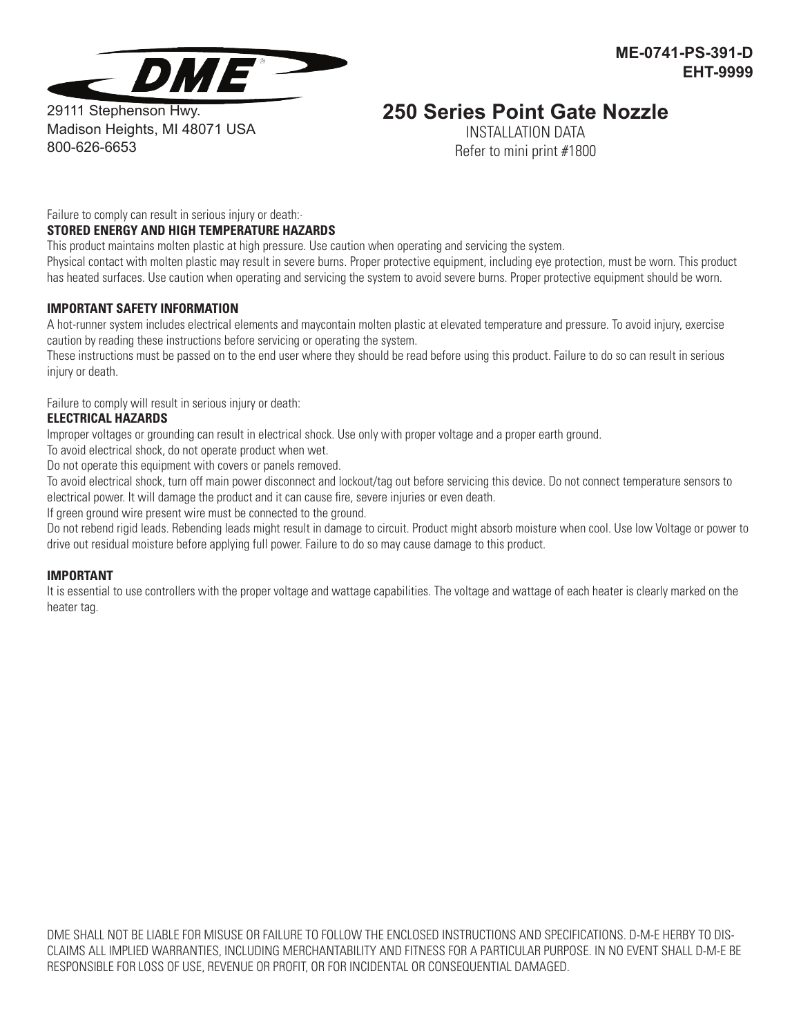**ME-0741-PS-391-D**
**EHT-9999**

29111 Stephenson Hwy.
Madison Heights, MI 48071 USA
800-626-6653

# 250 Series Point Gate Nozzle

INSTALLATION DATA
Refer to mini print #1800

Failure to comply can result in serious injury or death:·

**STORED ENERGY AND HIGH TEMPERATURE HAZARDS**

This product maintains molten plastic at high pressure. Use caution when operating and servicing the system.
Physical contact with molten plastic may result in severe burns. Proper protective equipment, including eye protection, must be worn. This product has heated surfaces. Use caution when operating and servicing the system to avoid severe burns. Proper protective equipment should be worn.

**IMPORTANT SAFETY INFORMATION**

A hot-runner system includes electrical elements and maycontain molten plastic at elevated temperature and pressure. To avoid injury, exercise caution by reading these instructions before servicing or operating the system.
These instructions must be passed on to the end user where they should be read before using this product. Failure to do so can result in serious injury or death.

Failure to comply will result in serious injury or death:

**ELECTRICAL HAZARDS**

Improper voltages or grounding can result in electrical shock. Use only with proper voltage and a proper earth ground.
To avoid electrical shock, do not operate product when wet.
Do not operate this equipment with covers or panels removed.
To avoid electrical shock, turn off main power disconnect and lockout/tag out before servicing this device. Do not connect temperature sensors to electrical power. It will damage the product and it can cause fire, severe injuries or even death.
If green ground wire present wire must be connected to the ground.
Do not rebend rigid leads. Rebending leads might result in damage to circuit. Product might absorb moisture when cool. Use low Voltage or power to drive out residual moisture before applying full power. Failure to do so may cause damage to this product.

**IMPORTANT**

It is essential to use controllers with the proper voltage and wattage capabilities. The voltage and wattage of each heater is clearly marked on the heater tag.

DME SHALL NOT BE LIABLE FOR MISUSE OR FAILURE TO FOLLOW THE ENCLOSED INSTRUCTIONS AND SPECIFICATIONS. D-M-E HERBY TO DISCLAIMS ALL IMPLIED WARRANTIES, INCLUDING MERCHANTABILITY AND FITNESS FOR A PARTICULAR PURPOSE. IN NO EVENT SHALL D-M-E BE RESPONSIBLE FOR LOSS OF USE, REVENUE OR PROFIT, OR FOR INCIDENTAL OR CONSEQUENTIAL DAMAGED.